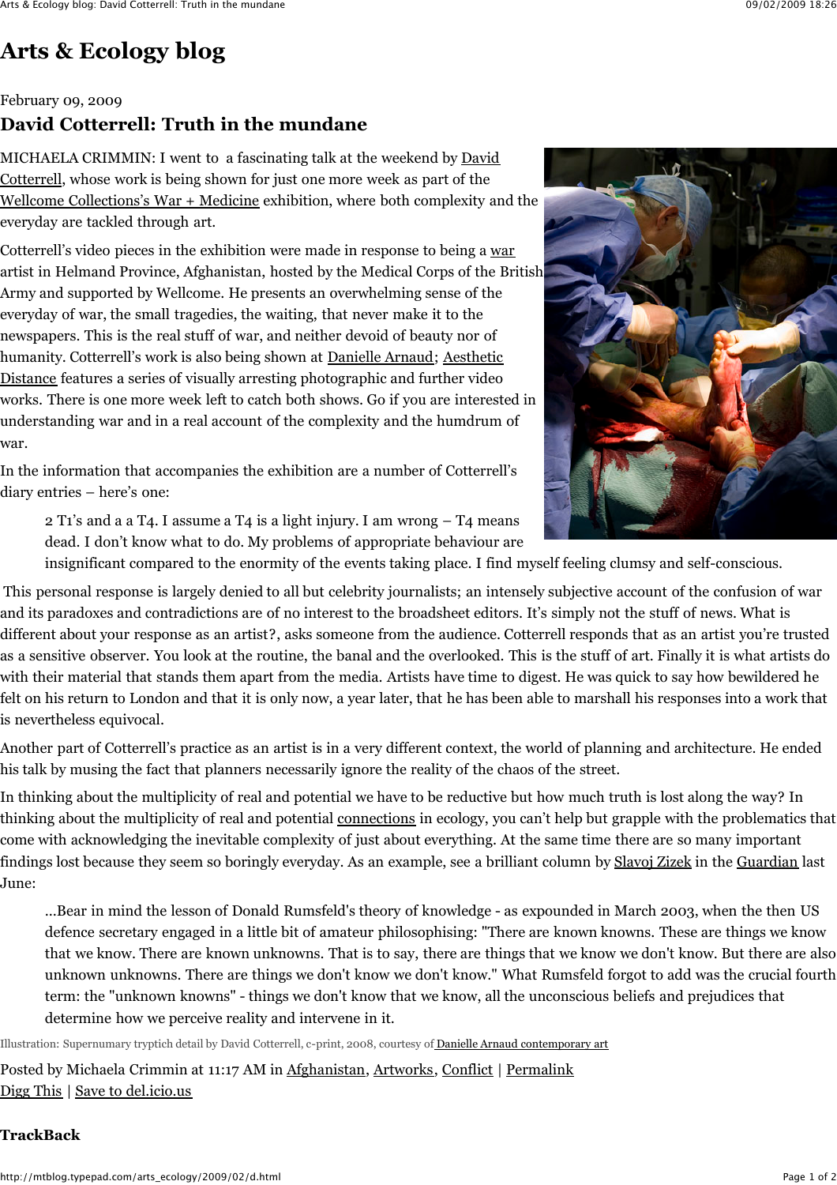# Arts & Ecology blog

February 09, 2009

## David Cotterrell: Truth in the mundane

MICHAELA CRIMMIN: I went to  a fascinating talk at the weekend by David Cotterrell, whose work is being shown for just one more week as part of the Wellcome Collections's War + Medicine exhibition, where both complexity and the everyday are tackled through art.

Cotterrell's video pieces in the exhibition were made in response to being a war artist in Helmand Province, Afghanistan, hosted by the Medical Corps of the British Army and supported by Wellcome. He presents an overwhelming sense of the everyday of war, the small tragedies, the waiting, that never make it to the newspapers. This is the real stuff of war, and neither devoid of beauty nor of humanity. Cotterrell's work is also being shown at Danielle Arnaud; Aesthetic Distance features a series of visually arresting photographic and further video works. There is one more week left to catch both shows. Go if you are interested in understanding war and in a real account of the complexity and the humdrum of war.

In the information that accompanies the exhibition are a number of Cotterrell's diary entries – here's one:

> 2 T1's and a a T4. I assume a T4 is a light injury. I am wrong – T4 means dead. I don't know what to do. My problems of appropriate behaviour are insignificant compared to the enormity of the events taking place. I find myself feeling clumsy and self-conscious.

This personal response is largely denied to all but celebrity journalists; an intensely subjective account of the confusion of war and its paradoxes and contradictions are of no interest to the broadsheet editors. It's simply not the stuff of news. What is different about your response as an artist?, asks someone from the audience. Cotterrell responds that as an artist you're trusted as a sensitive observer. You look at the routine, the banal and the overlooked. This is the stuff of art. Finally it is what artists do with their material that stands them apart from the media. Artists have time to digest. He was quick to say how bewildered he felt on his return to London and that it is only now, a year later, that he has been able to marshall his responses into a work that is nevertheless equivocal.

Another part of Cotterrell's practice as an artist is in a very different context, the world of planning and architecture. He ended his talk by musing the fact that planners necessarily ignore the reality of the chaos of the street.

In thinking about the multiplicity of real and potential we have to be reductive but how much truth is lost along the way? In thinking about the multiplicity of real and potential connections in ecology, you can't help but grapple with the problematics that come with acknowledging the inevitable complexity of just about everything. At the same time there are so many important findings lost because they seem so boringly everyday. As an example, see a brilliant column by Slavoj Zizek in the Guardian last June:

> ...Bear in mind the lesson of Donald Rumsfeld's theory of knowledge - as expounded in March 2003, when the then US defence secretary engaged in a little bit of amateur philosophising: "There are known knowns. These are things we know that we know. There are known unknowns. That is to say, there are things that we know we don't know. But there are also unknown unknowns. There are things we don't know we don't know." What Rumsfeld forgot to add was the crucial fourth term: the "unknown knowns" - things we don't know that we know, all the unconscious beliefs and prejudices that determine how we perceive reality and intervene in it.

Illustration: Supernumary tryptich detail by David Cotterrell, c-print, 2008, courtesy of Danielle Arnaud contemporary art

Posted by Michaela Crimmin at 11:17 AM in Afghanistan, Artworks, Conflict | Permalink
Digg This | Save to del.icio.us

**TrackBack**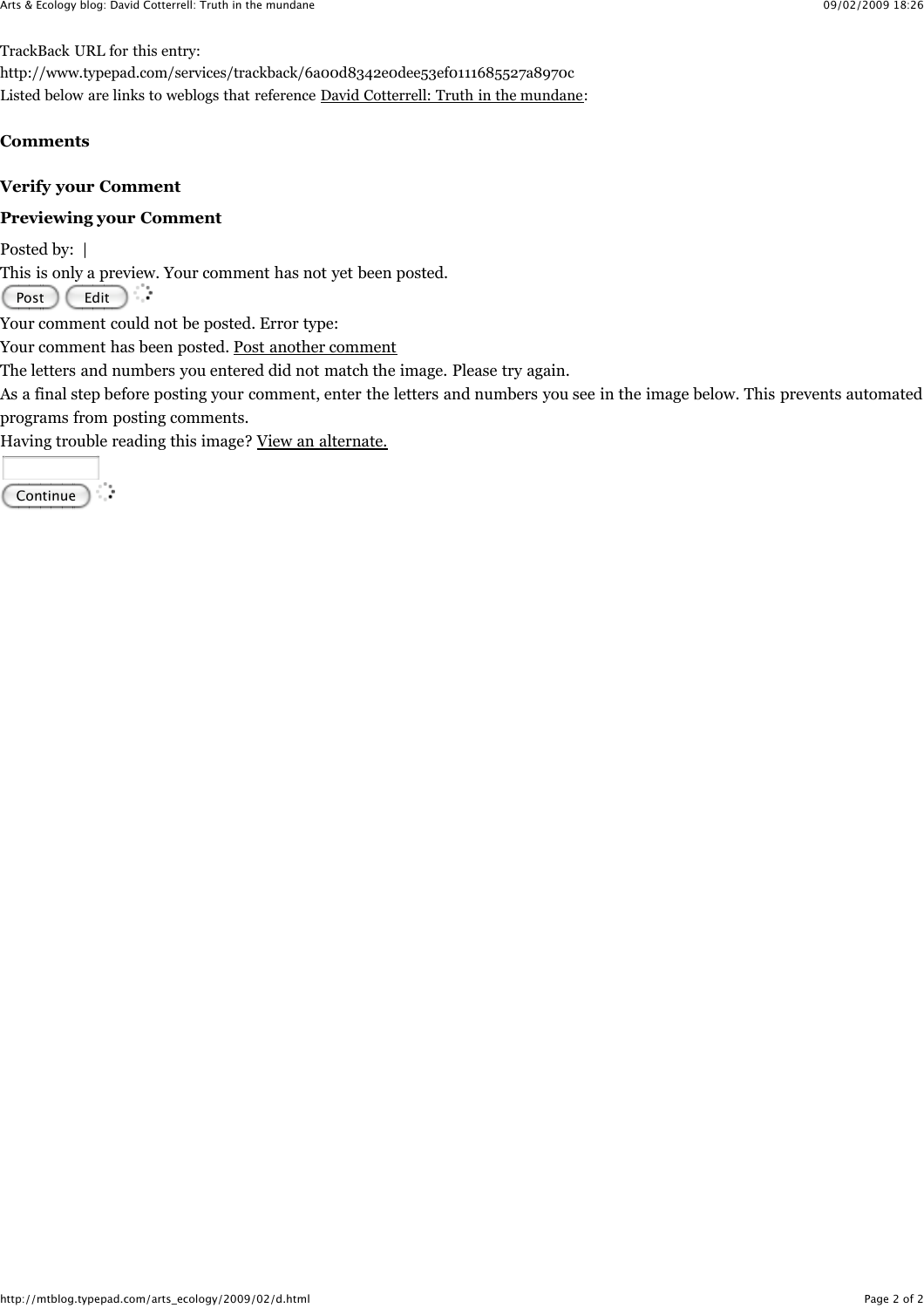TrackBack URL for this entry:
http://www.typepad.com/services/trackback/6a00d8342e0dee53ef0111685527a8970c
Listed below are links to weblogs that reference David Cotterrell: Truth in the mundane:

## Comments

### Verify your Comment

### Previewing your Comment

Posted by: |
This is only a preview. Your comment has not yet been posted.

Post Edit

Your comment could not be posted. Error type:
Your comment has been posted. Post another comment
The letters and numbers you entered did not match the image. Please try again.
As a final step before posting your comment, enter the letters and numbers you see in the image below. This prevents automated programs from posting comments.
Having trouble reading this image? View an alternate.

Continue